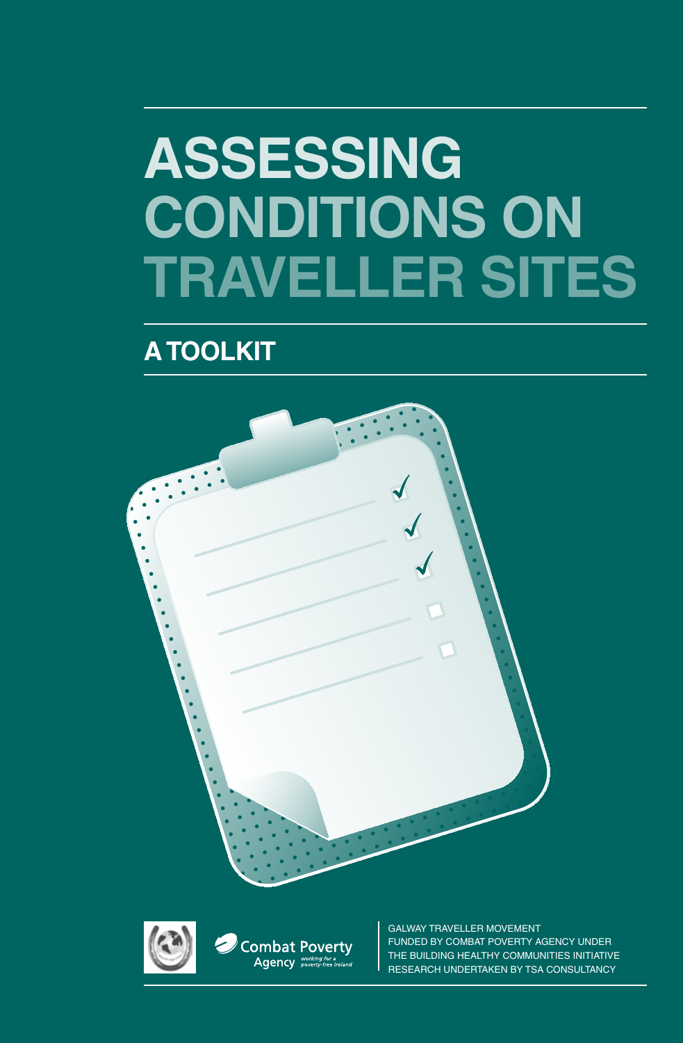# ASSESSING CONDITIONS ON TRAVELLER SITES

## A TOOLKIT

Combat Poverty Agency *working for a poverty-free Ireland*

GALWAY TRAVELLER MOVEMENT
FUNDED BY COMBAT POVERTY AGENCY UNDER THE BUILDING HEALTHY COMMUNITIES INITIATIVE
RESEARCH UNDERTAKEN BY TSA CONSULTANCY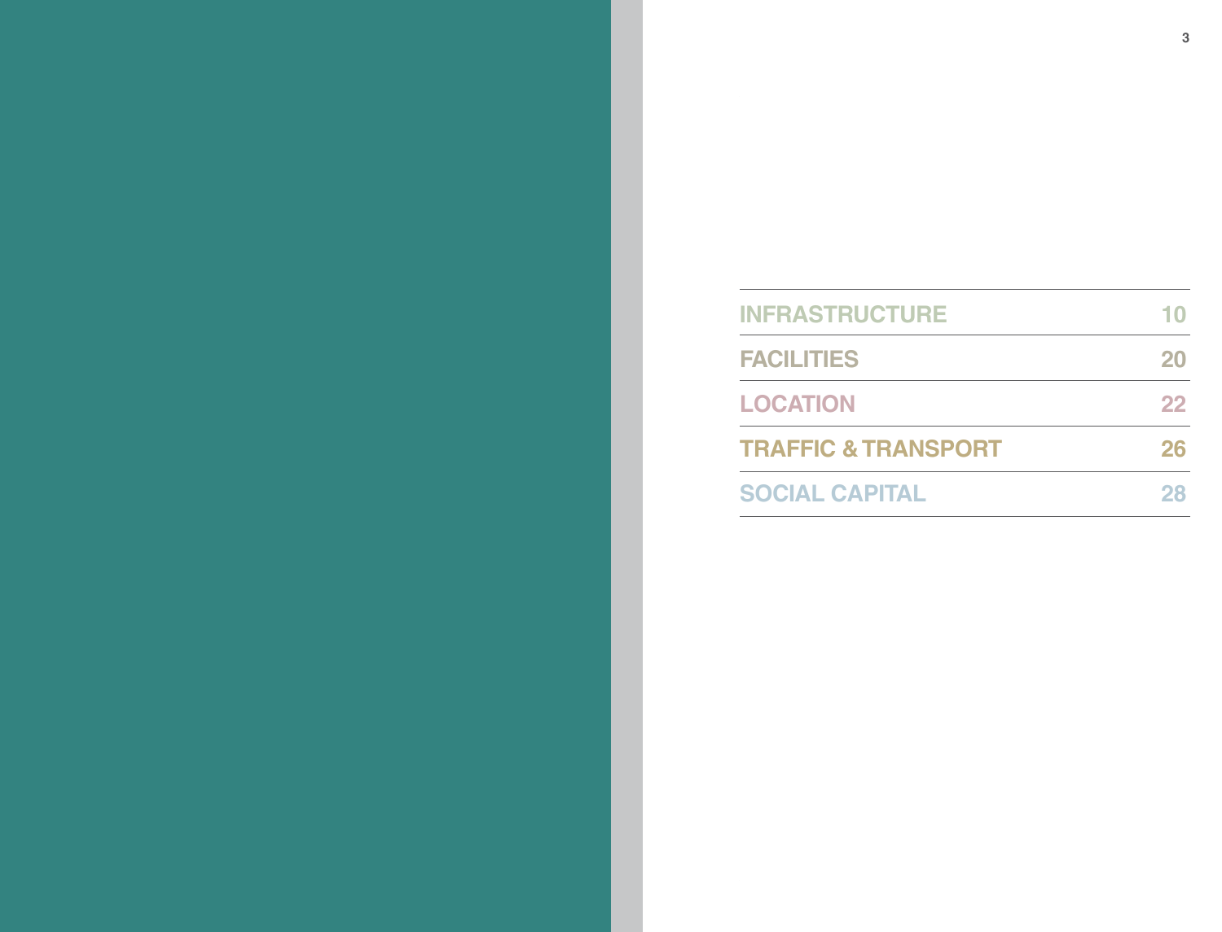| | |
|---|---|
| INFRASTRUCTURE | 10 |
| FACILITIES | 20 |
| LOCATION | 22 |
| TRAFFIC & TRANSPORT | 26 |
| SOCIAL CAPITAL | 28 |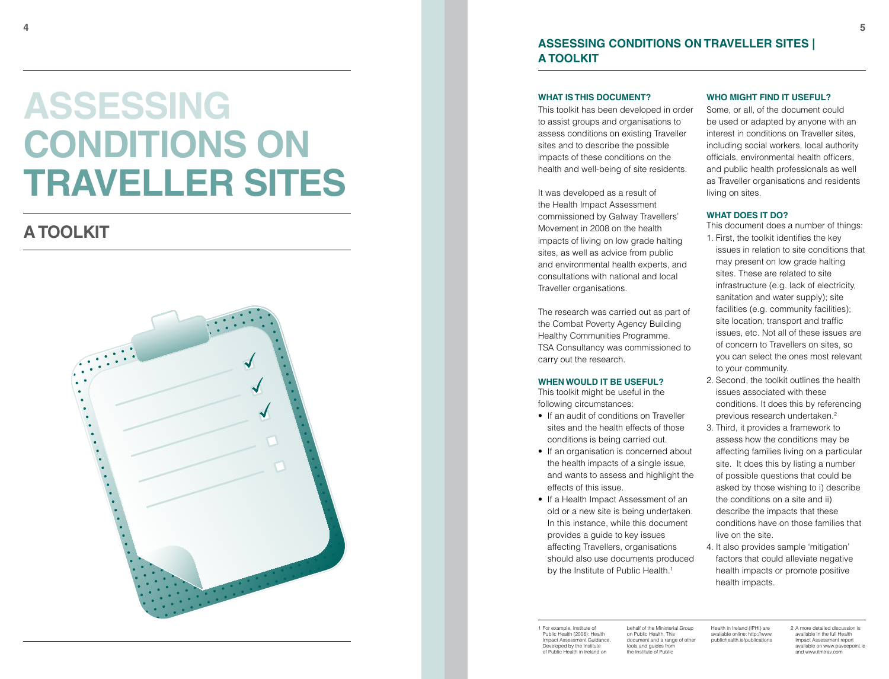# ASSESSING CONDITIONS ON TRAVELLER SITES

## A TOOLKIT

## ASSESSING CONDITIONS ON TRAVELLER SITES | A TOOLKIT

### WHAT IS THIS DOCUMENT?

This toolkit has been developed in order to assist groups and organisations to assess conditions on existing Traveller sites and to describe the possible impacts of these conditions on the health and well-being of site residents.

It was developed as a result of the Health Impact Assessment commissioned by Galway Travellers' Movement in 2008 on the health impacts of living on low grade halting sites, as well as advice from public and environmental health experts, and consultations with national and local Traveller organisations.

The research was carried out as part of the Combat Poverty Agency Building Healthy Communities Programme. TSA Consultancy was commissioned to carry out the research.

### WHEN WOULD IT BE USEFUL?

This toolkit might be useful in the following circumstances:

- If an audit of conditions on Traveller sites and the health effects of those conditions is being carried out.
- If an organisation is concerned about the health impacts of a single issue, and wants to assess and highlight the effects of this issue.
- If a Health Impact Assessment of an old or a new site is being undertaken. In this instance, while this document provides a guide to key issues affecting Travellers, organisations should also use documents produced by the Institute of Public Health.[1]

### WHO MIGHT FIND IT USEFUL?

Some, or all, of the document could be used or adapted by anyone with an interest in conditions on Traveller sites, including social workers, local authority officials, environmental health officers, and public health professionals as well as Traveller organisations and residents living on sites.

### WHAT DOES IT DO?

This document does a number of things:

1. First, the toolkit identifies the key issues in relation to site conditions that may present on low grade halting sites. These are related to site infrastructure (e.g. lack of electricity, sanitation and water supply); site facilities (e.g. community facilities); site location; transport and traffic issues, etc. Not all of these issues are of concern to Travellers on sites, so you can select the ones most relevant to your community.
2. Second, the toolkit outlines the health issues associated with these conditions. It does this by referencing previous research undertaken.[2]
3. Third, it provides a framework to assess how the conditions may be affecting families living on a particular site. It does this by listing a number of possible questions that could be asked by those wishing to i) describe the conditions on a site and ii) describe the impacts that these conditions have on those families that live on the site.
4. It also provides sample 'mitigation' factors that could alleviate negative health impacts or promote positive health impacts.

1 For example, Institute of Public Health (2006): Health Impact Assessment Guidance. Developed by the Institute of Public Health in Ireland on behalf of the Ministerial Group on Public Health. This document and a range of other tools and guides from the Institute of Public Health in Ireland (IPHI) are available online: http://www.publichealth.ie/publications

2 A more detailed discussion is available in the full Health Impact Assessment report available on www.paveepoint.ie and www.itmtrav.com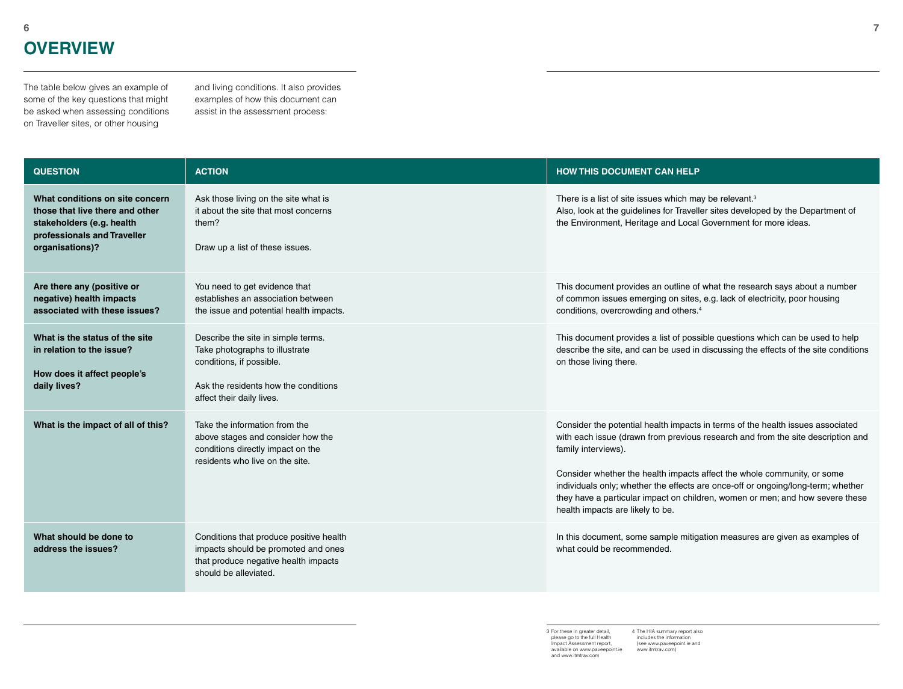# OVERVIEW

The table below gives an example of some of the key questions that might be asked when assessing conditions on Traveller sites, or other housing and living conditions. It also provides examples of how this document can assist in the assessment process:

| QUESTION | ACTION | HOW THIS DOCUMENT CAN HELP |
|---|---|---|
| **What conditions on site concern those that live there and other stakeholders (e.g. health professionals and Traveller organisations)?** | Ask those living on the site what is it about the site that most concerns them?<br><br>Draw up a list of these issues. | There is a list of site issues which may be relevant.[3]<br>Also, look at the guidelines for Traveller sites developed by the Department of the Environment, Heritage and Local Government for more ideas. |
| **Are there any (positive or negative) health impacts associated with these issues?** | You need to get evidence that establishes an association between the issue and potential health impacts. | This document provides an outline of what the research says about a number of common issues emerging on sites, e.g. lack of electricity, poor housing conditions, overcrowding and others.[4] |
| **What is the status of the site in relation to the issue?**<br><br>**How does it affect people's daily lives?** | Describe the site in simple terms.<br>Take photographs to illustrate conditions, if possible.<br><br>Ask the residents how the conditions affect their daily lives. | This document provides a list of possible questions which can be used to help describe the site, and can be used in discussing the effects of the site conditions on those living there. |
| **What is the impact of all of this?** | Take the information from the above stages and consider how the conditions directly impact on the residents who live on the site. | Consider the potential health impacts in terms of the health issues associated with each issue (drawn from previous research and from the site description and family interviews).<br><br>Consider whether the health impacts affect the whole community, or some individuals only; whether the effects are once-off or ongoing/long-term; whether they have a particular impact on children, women or men; and how severe these health impacts are likely to be. |
| **What should be done to address the issues?** | Conditions that produce positive health impacts should be promoted and ones that produce negative health impacts should be alleviated. | In this document, some sample mitigation measures are given as examples of what could be recommended. |

3 For these in greater detail, please go to the full Health Impact Assessment report, available on www.paveepoint.ie and www.itmtrav.com

4 The HIA summary report also includes the information (see www.paveepoint.ie and www.itmtrav.com)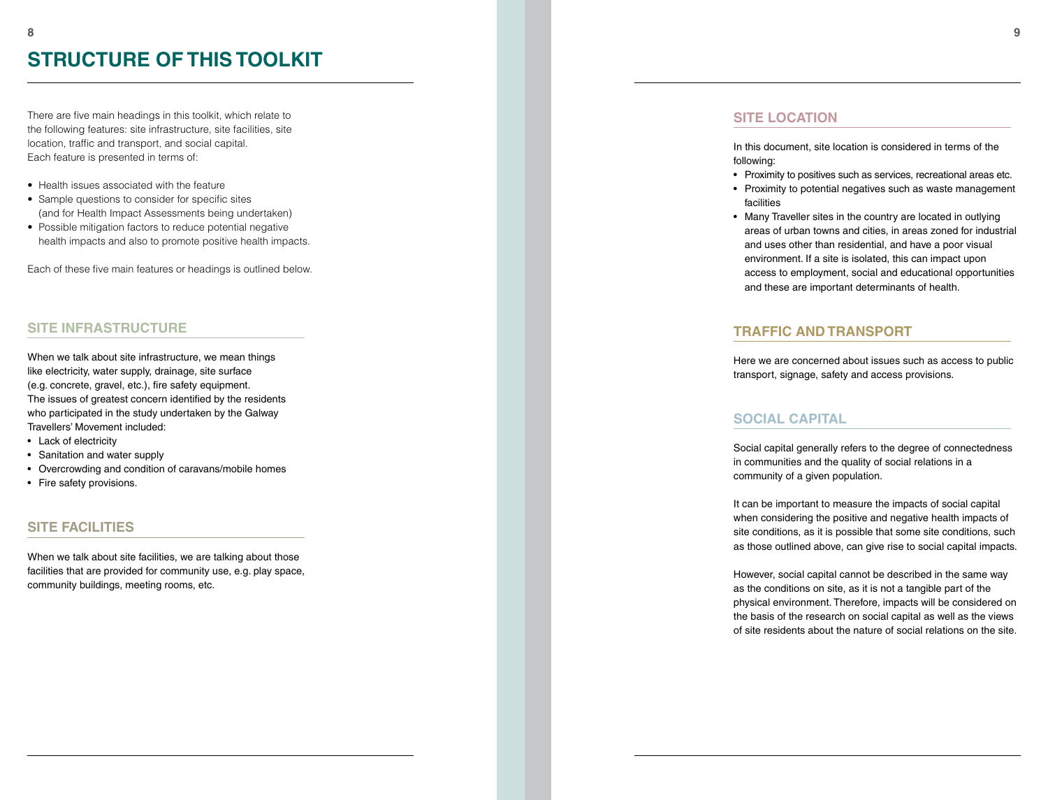# STRUCTURE OF THIS TOOLKIT

There are five main headings in this toolkit, which relate to the following features: site infrastructure, site facilities, site location, traffic and transport, and social capital.
Each feature is presented in terms of:

- Health issues associated with the feature
- Sample questions to consider for specific sites (and for Health Impact Assessments being undertaken)
- Possible mitigation factors to reduce potential negative health impacts and also to promote positive health impacts.

Each of these five main features or headings is outlined below.

## SITE INFRASTRUCTURE

When we talk about site infrastructure, we mean things like electricity, water supply, drainage, site surface (e.g. concrete, gravel, etc.), fire safety equipment.
The issues of greatest concern identified by the residents who participated in the study undertaken by the Galway Travellers' Movement included:

- Lack of electricity
- Sanitation and water supply
- Overcrowding and condition of caravans/mobile homes
- Fire safety provisions.

## SITE FACILITIES

When we talk about site facilities, we are talking about those facilities that are provided for community use, e.g. play space, community buildings, meeting rooms, etc.

## SITE LOCATION

In this document, site location is considered in terms of the following:

- Proximity to positives such as services, recreational areas etc.
- Proximity to potential negatives such as waste management facilities
- Many Traveller sites in the country are located in outlying areas of urban towns and cities, in areas zoned for industrial and uses other than residential, and have a poor visual environment. If a site is isolated, this can impact upon access to employment, social and educational opportunities and these are important determinants of health.

## TRAFFIC AND TRANSPORT

Here we are concerned about issues such as access to public transport, signage, safety and access provisions.

## SOCIAL CAPITAL

Social capital generally refers to the degree of connectedness in communities and the quality of social relations in a community of a given population.

It can be important to measure the impacts of social capital when considering the positive and negative health impacts of site conditions, as it is possible that some site conditions, such as those outlined above, can give rise to social capital impacts.

However, social capital cannot be described in the same way as the conditions on site, as it is not a tangible part of the physical environment. Therefore, impacts will be considered on the basis of the research on social capital as well as the views of site residents about the nature of social relations on the site.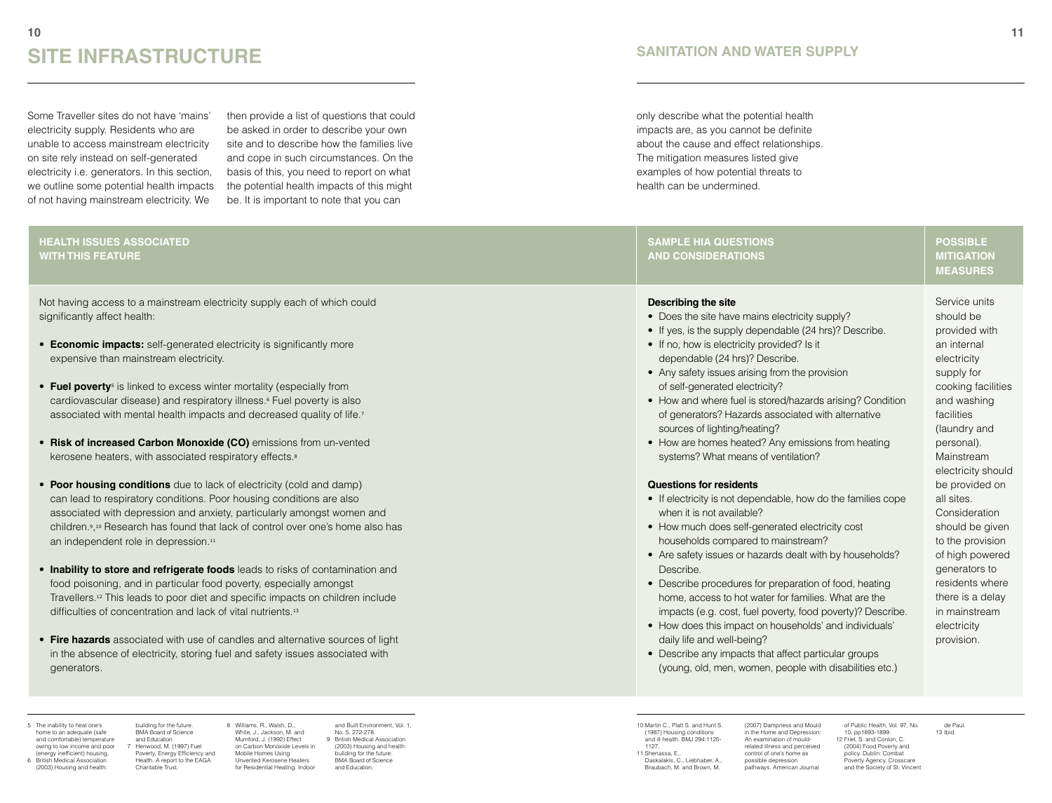# SITE INFRASTRUCTURE

## SANITATION AND WATER SUPPLY

Some Traveller sites do not have 'mains' electricity supply. Residents who are unable to access mainstream electricity on site rely instead on self-generated electricity i.e. generators. In this section, we outline some potential health impacts of not having mainstream electricity. We then provide a list of questions that could be asked in order to describe your own site and to describe how the families live and cope in such circumstances. On the basis of this, you need to report on what the potential health impacts of this might be. It is important to note that you can only describe what the potential health impacts are, as you cannot be definite about the cause and effect relationships. The mitigation measures listed give examples of how potential threats to health can be undermined.

| HEALTH ISSUES ASSOCIATED WITH THIS FEATURE | SAMPLE HIA QUESTIONS AND CONSIDERATIONS | POSSIBLE MITIGATION MEASURES |
|---|---|---|
| Not having access to a mainstream electricity supply each of which could significantly affect health:<br><br>• **Economic impacts:** self-generated electricity is significantly more expensive than mainstream electricity.<br><br>• **Fuel poverty**[5] is linked to excess winter mortality (especially from cardiovascular disease) and respiratory illness.[6] Fuel poverty is also associated with mental health impacts and decreased quality of life.[7]<br><br>• **Risk of increased Carbon Monoxide (CO)** emissions from un-vented kerosene heaters, with associated respiratory effects.[8]<br><br>• **Poor housing conditions** due to lack of electricity (cold and damp) can lead to respiratory conditions. Poor housing conditions are also associated with depression and anxiety, particularly amongst women and children.[9,10] Research has found that lack of control over one's home also has an independent role in depression.[11]<br><br>• **Inability to store and refrigerate foods** leads to risks of contamination and food poisoning, and in particular food poverty, especially amongst Travellers.[12] This leads to poor diet and specific impacts on children include difficulties of concentration and lack of vital nutrients.[13]<br><br>• **Fire hazards** associated with use of candles and alternative sources of light in the absence of electricity, storing fuel and safety issues associated with generators. | **Describing the site**<br>• Does the site have mains electricity supply?<br>• If yes, is the supply dependable (24 hrs)? Describe.<br>• If no, how is electricity provided? Is it dependable (24 hrs)? Describe.<br>• Any safety issues arising from the provision of self-generated electricity?<br>• How and where fuel is stored/hazards arising? Condition of generators? Hazards associated with alternative sources of lighting/heating?<br>• How are homes heated? Any emissions from heating systems? What means of ventilation?<br><br>**Questions for residents**<br>• If electricity is not dependable, how do the families cope when it is not available?<br>• How much does self-generated electricity cost households compared to mainstream?<br>• Are safety issues or hazards dealt with by households? Describe.<br>• Describe procedures for preparation of food, heating home, access to hot water for families. What are the impacts (e.g. cost, fuel poverty, food poverty)? Describe.<br>• How does this impact on households' and individuals' daily life and well-being?<br>• Describe any impacts that affect particular groups (young, old, men, women, people with disabilities etc.) | Service units should be provided with an internal electricity supply for cooking facilities and washing facilities (laundry and personal). Mainstream electricity should be provided on all sites. Consideration should be given to the provision of high powered generators to residents where there is a delay in mainstream electricity provision. |

5 The inability to heat one's home to an adequate (safe and comfortable) temperature owing to low income and poor (energy inefficient) housing.
6 British Medical Association (2003) Housing and health: building for the future. BMA Board of Science and Education.
7 Henwood, M. (1997) Fuel Poverty, Energy Efficiency and Health. A report to the EAGA Charitable Trust.
8 Williams, R., Walsh, D., White, J., Jackson, M. and Mumford, J. (1992) Effect on Carbon Monoxide Levels in Mobile Homes Using Unvented Kerosene Heaters for Residential Heating. Indoor and Built Environment, Vol. 1, No. 5, 272-278.
9 British Medical Association (2003) Housing and health: building for the future. BMA Board of Science and Education.
10 Martin C., Platt S. and Hunt S. (1987) Housing conditions and ill health. BMJ 294:1125-1127.
11 Shenassa, E., Daskalakis, C., Liebhaber, A., Braubach, M. and Brown, M. (2007) Dampness and Mould in the Home and Depression: An examination of mould-related illness and perceived control of one's home as possible depression pathways. American Journal of Public Health. Vol. 97, No. 10, pp1893-1899.
12 Friel, S. and Conlon, C. (2004) Food Poverty and policy. Dublin: Combat Poverty Agency, Crosscare and the Society of St. Vincent de Paul.
13 Ibid.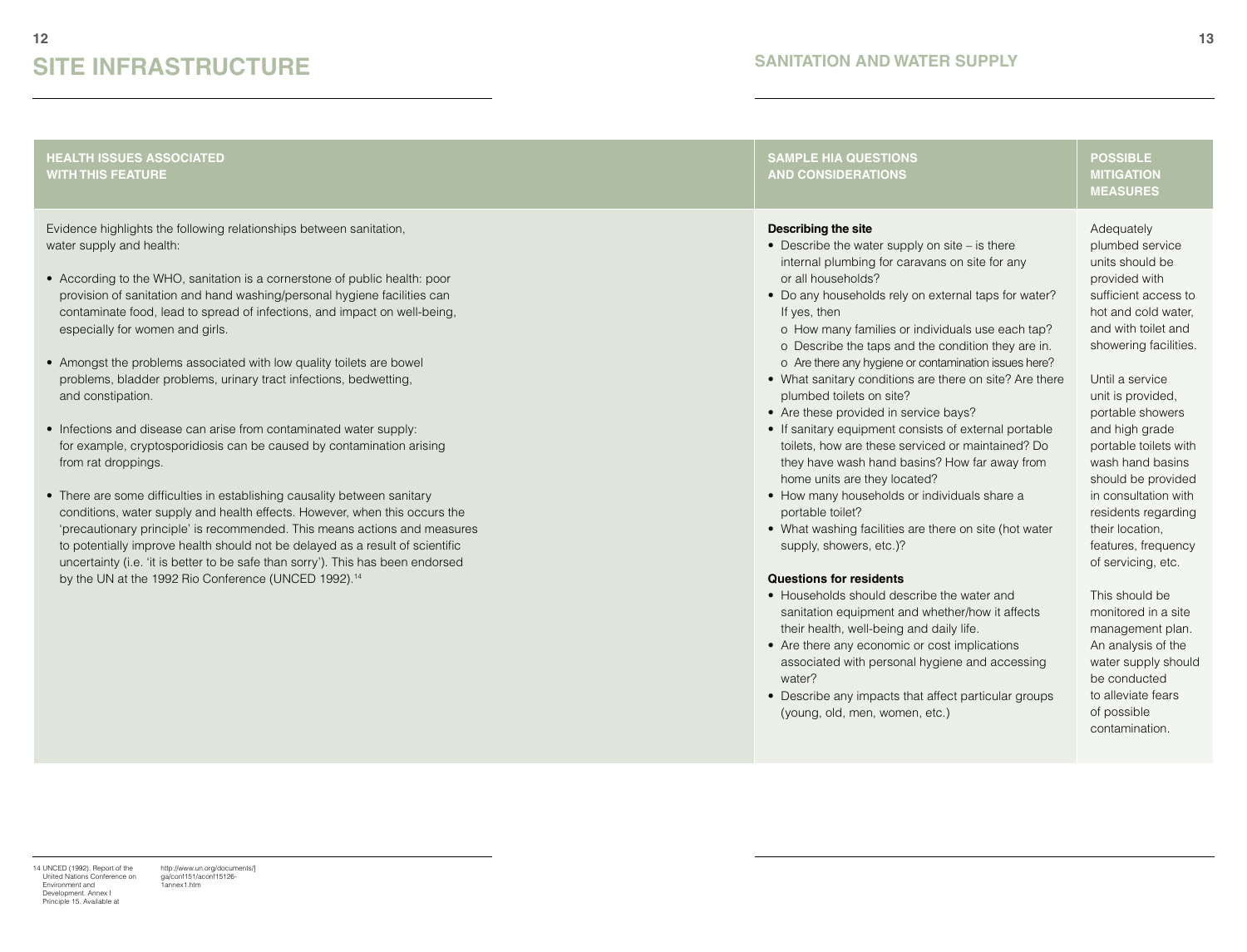# SITE INFRASTRUCTURE

## SANITATION AND WATER SUPPLY

| HEALTH ISSUES ASSOCIATED WITH THIS FEATURE | SAMPLE HIA QUESTIONS AND CONSIDERATIONS | POSSIBLE MITIGATION MEASURES |
| --- | --- | --- |
| Evidence highlights the following relationships between sanitation, water supply and health:<br><br>• According to the WHO, sanitation is a cornerstone of public health: poor provision of sanitation and hand washing/personal hygiene facilities can contaminate food, lead to spread of infections, and impact on well-being, especially for women and girls.<br><br>• Amongst the problems associated with low quality toilets are bowel problems, bladder problems, urinary tract infections, bedwetting, and constipation.<br><br>• Infections and disease can arise from contaminated water supply: for example, cryptosporidiosis can be caused by contamination arising from rat droppings.<br><br>• There are some difficulties in establishing causality between sanitary conditions, water supply and health effects. However, when this occurs the 'precautionary principle' is recommended. This means actions and measures to potentially improve health should not be delayed as a result of scientific uncertainty (i.e. 'it is better to be safe than sorry'). This has been endorsed by the UN at the 1992 Rio Conference (UNCED 1992).[14] | **Describing the site**<br>• Describe the water supply on site – is there internal plumbing for caravans on site for any or all households?<br>• Do any households rely on external taps for water? If yes, then<br>o How many families or individuals use each tap?<br>o Describe the taps and the condition they are in.<br>o Are there any hygiene or contamination issues here?<br>• What sanitary conditions are there on site? Are there plumbed toilets on site?<br>• Are these provided in service bays?<br>• If sanitary equipment consists of external portable toilets, how are these serviced or maintained? Do they have wash hand basins? How far away from home units are they located?<br>• How many households or individuals share a portable toilet?<br>• What washing facilities are there on site (hot water supply, showers, etc.)?<br><br>**Questions for residents**<br>• Households should describe the water and sanitation equipment and whether/how it affects their health, well-being and daily life.<br>• Are there any economic or cost implications associated with personal hygiene and accessing water?<br>• Describe any impacts that affect particular groups (young, old, men, women, etc.) | Adequately plumbed service units should be provided with sufficient access to hot and cold water, and with toilet and showering facilities.<br><br>Until a service unit is provided, portable showers and high grade portable toilets with wash hand basins should be provided in consultation with residents regarding their location, features, frequency of servicing, etc.<br><br>This should be monitored in a site management plan. An analysis of the water supply should be conducted to alleviate fears of possible contamination. |

14 UNCED (1992). Report of the United Nations Conference on Environment and Development. Annex I Principle 15. Available at http://www.un.org/documents/ga/conf151/aconf15126-1annex1.htm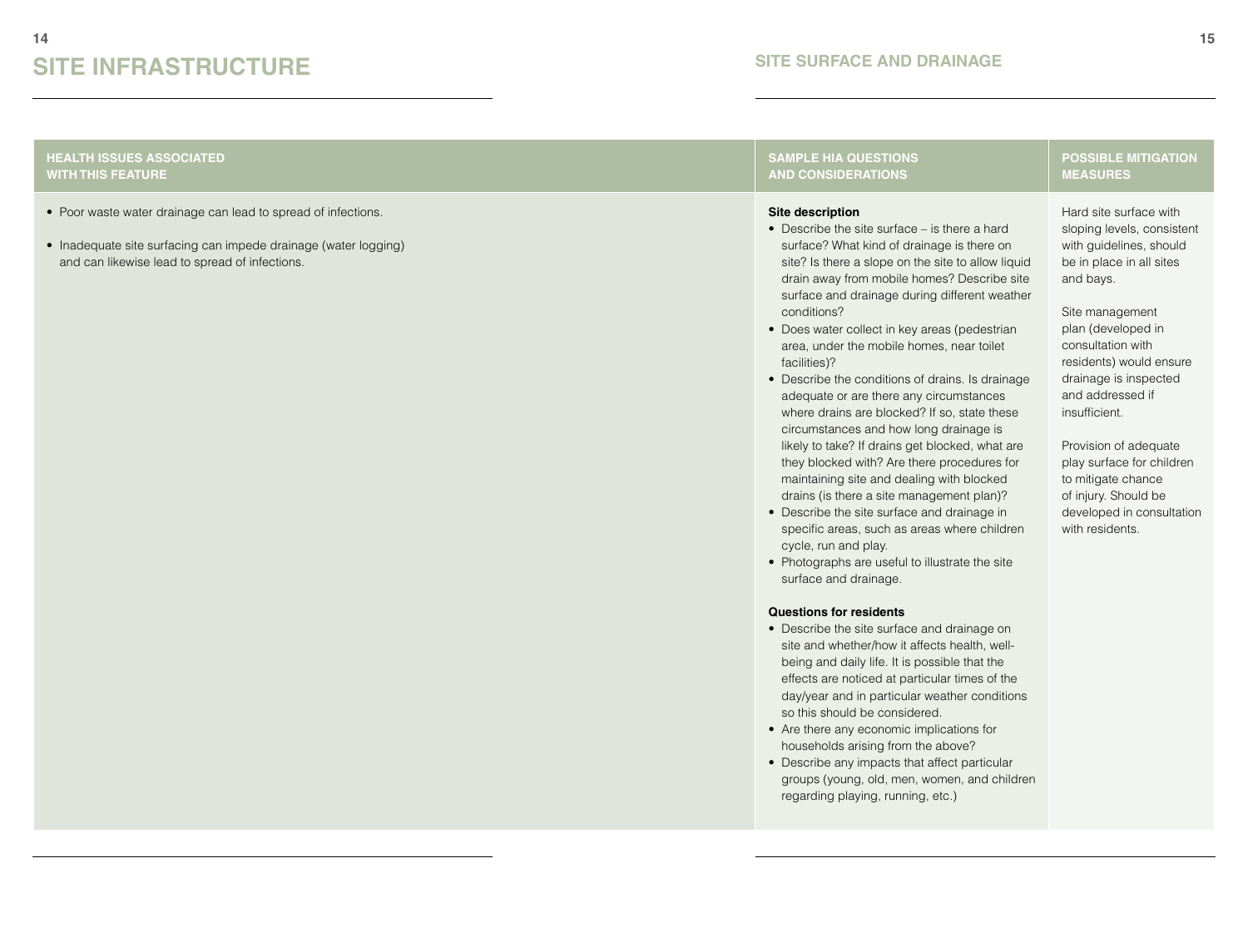# SITE INFRASTRUCTURE

## SITE SURFACE AND DRAINAGE

| HEALTH ISSUES ASSOCIATED WITH THIS FEATURE | SAMPLE HIA QUESTIONS AND CONSIDERATIONS | POSSIBLE MITIGATION MEASURES |
|---|---|---|
| • Poor waste water drainage can lead to spread of infections.<br>• Inadequate site surfacing can impede drainage (water logging) and can likewise lead to spread of infections. | **Site description**<br>• Describe the site surface – is there a hard surface? What kind of drainage is there on site? Is there a slope on the site to allow liquid drain away from mobile homes? Describe site surface and drainage during different weather conditions?<br>• Does water collect in key areas (pedestrian area, under the mobile homes, near toilet facilities)?<br>• Describe the conditions of drains. Is drainage adequate or are there any circumstances where drains are blocked? If so, state these circumstances and how long drainage is likely to take? If drains get blocked, what are they blocked with? Are there procedures for maintaining site and dealing with blocked drains (is there a site management plan)?<br>• Describe the site surface and drainage in specific areas, such as areas where children cycle, run and play.<br>• Photographs are useful to illustrate the site surface and drainage.<br><br>**Questions for residents**<br>• Describe the site surface and drainage on site and whether/how it affects health, well-being and daily life. It is possible that the effects are noticed at particular times of the day/year and in particular weather conditions so this should be considered.<br>• Are there any economic implications for households arising from the above?<br>• Describe any impacts that affect particular groups (young, old, men, women, and children regarding playing, running, etc.) | Hard site surface with sloping levels, consistent with guidelines, should be in place in all sites and bays.<br><br>Site management plan (developed in consultation with residents) would ensure drainage is inspected and addressed if insufficient.<br><br>Provision of adequate play surface for children to mitigate chance of injury. Should be developed in consultation with residents. |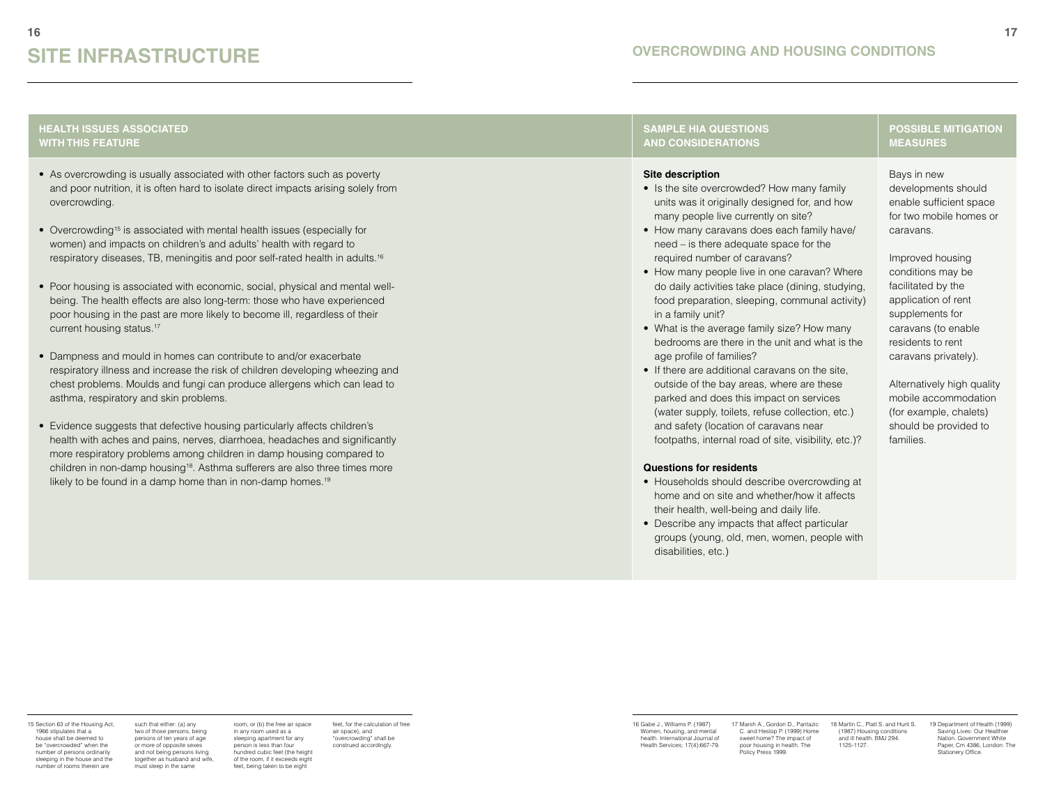# SITE INFRASTRUCTURE

## OVERCROWDING AND HOUSING CONDITIONS

| HEALTH ISSUES ASSOCIATED WITH THIS FEATURE | SAMPLE HIA QUESTIONS AND CONSIDERATIONS | POSSIBLE MITIGATION MEASURES |
|---|---|---|
| • As overcrowding is usually associated with other factors such as poverty and poor nutrition, it is often hard to isolate direct impacts arising solely from overcrowding.<br><br>• Overcrowding[15] is associated with mental health issues (especially for women) and impacts on children's and adults' health with regard to respiratory diseases, TB, meningitis and poor self-rated health in adults.[16]<br><br>• Poor housing is associated with economic, social, physical and mental well-being. The health effects are also long-term: those who have experienced poor housing in the past are more likely to become ill, regardless of their current housing status.[17]<br><br>• Dampness and mould in homes can contribute to and/or exacerbate respiratory illness and increase the risk of children developing wheezing and chest problems. Moulds and fungi can produce allergens which can lead to asthma, respiratory and skin problems.<br><br>• Evidence suggests that defective housing particularly affects children's health with aches and pains, nerves, diarrhoea, headaches and significantly more respiratory problems among children in damp housing compared to children in non-damp housing[18]. Asthma sufferers are also three times more likely to be found in a damp home than in non-damp homes.[19] | **Site description**<br>• Is the site overcrowded? How many family units was it originally designed for, and how many people live currently on site?<br>• How many caravans does each family have/ need – is there adequate space for the required number of caravans?<br>• How many people live in one caravan? Where do daily activities take place (dining, studying, food preparation, sleeping, communal activity) in a family unit?<br>• What is the average family size? How many bedrooms are there in the unit and what is the age profile of families?<br>• If there are additional caravans on the site, outside of the bay areas, where are these parked and does this impact on services (water supply, toilets, refuse collection, etc.) and safety (location of caravans near footpaths, internal road of site, visibility, etc.)?<br><br>**Questions for residents**<br>• Households should describe overcrowding at home and on site and whether/how it affects their health, well-being and daily life.<br>• Describe any impacts that affect particular groups (young, old, men, women, people with disabilities, etc.) | Bays in new developments should enable sufficient space for two mobile homes or caravans.<br><br>Improved housing conditions may be facilitated by the application of rent supplements for caravans (to enable residents to rent caravans privately).<br><br>Alternatively high quality mobile accommodation (for example, chalets) should be provided to families. |

15 Section 63 of the Housing Act, 1966 stipulates that a house shall be deemed to be "overcrowded" when the number of persons ordinarily sleeping in the house and the number of rooms therein are such that either: (a) any two of those persons, being persons of ten years of age or more of opposite sexes and not being persons living together as husband and wife, must sleep in the same room, or (b) the free air space in any room used as a sleeping apartment for any person is less than four hundred cubic feet (the height of the room, if it exceeds eight feet, being taken to be eight feet, for the calculation of free air space), and "overcrowding" shall be construed accordingly.

16 Gabe J., Williams P. (1987) Women, housing, and mental health. International Journal of Health Services; 17(4):667-79.

17 Marsh A., Gordon D., Pantazic C. and Heslop P. (1999) Home sweet home? The impact of poor housing in health. The Policy Press 1999.

18 Martin C., Platt S. and Hunt S. (1987) Housing conditions and ill health. BMJ 294: 1125-1127.

19 Department of Health (1999) Saving Lives: Our Healthier Nation. Government White Paper, Cm 4386, London: The Stationery Office.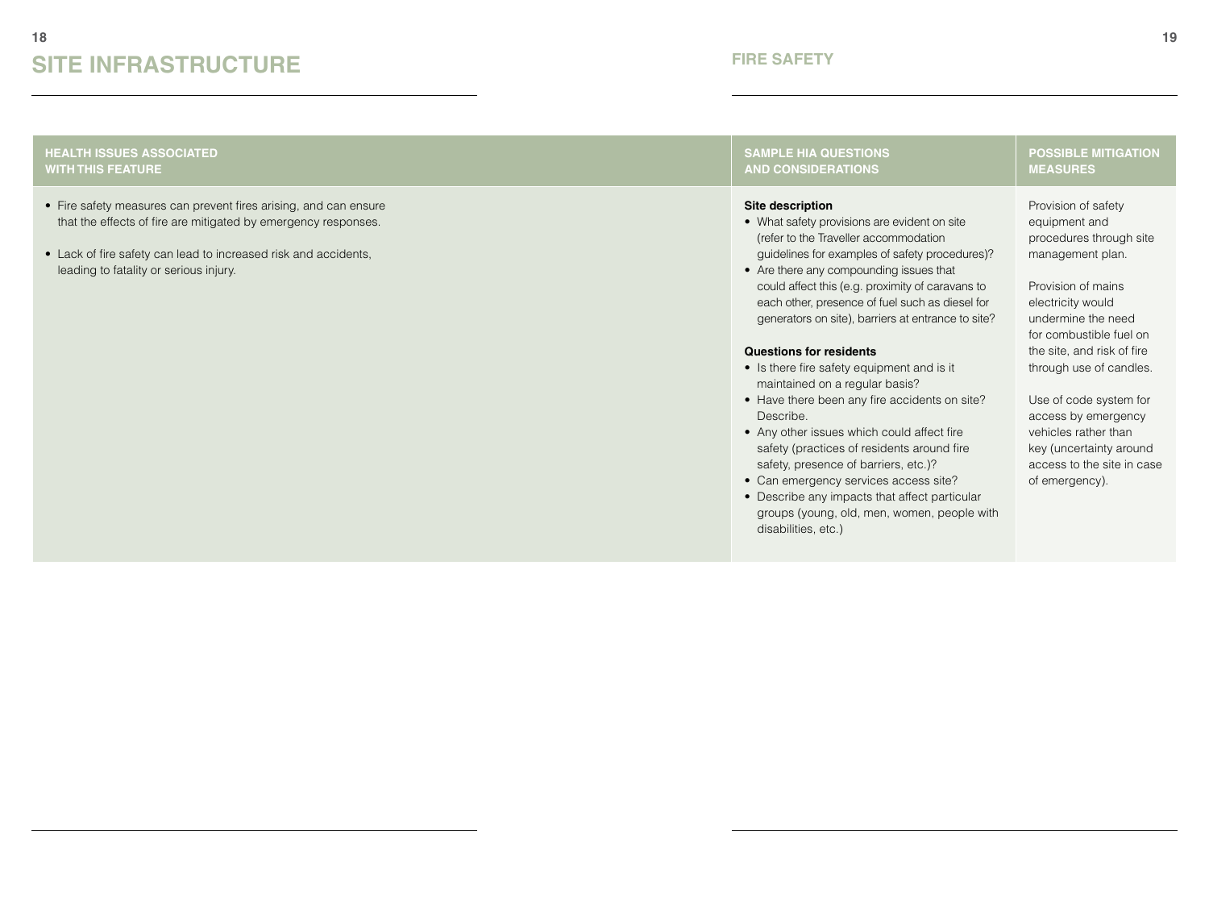# SITE INFRASTRUCTURE

## FIRE SAFETY

| HEALTH ISSUES ASSOCIATED WITH THIS FEATURE | SAMPLE HIA QUESTIONS AND CONSIDERATIONS | POSSIBLE MITIGATION MEASURES |
|---|---|---|
| • Fire safety measures can prevent fires arising, and can ensure that the effects of fire are mitigated by emergency responses.<br><br>• Lack of fire safety can lead to increased risk and accidents, leading to fatality or serious injury. | **Site description**<br>• What safety provisions are evident on site (refer to the Traveller accommodation guidelines for examples of safety procedures)?<br>• Are there any compounding issues that could affect this (e.g. proximity of caravans to each other, presence of fuel such as diesel for generators on site), barriers at entrance to site?<br><br>**Questions for residents**<br>• Is there fire safety equipment and is it maintained on a regular basis?<br>• Have there been any fire accidents on site? Describe.<br>• Any other issues which could affect fire safety (practices of residents around fire safety, presence of barriers, etc.)?<br>• Can emergency services access site?<br>• Describe any impacts that affect particular groups (young, old, men, women, people with disabilities, etc.) | Provision of safety equipment and procedures through site management plan.<br><br>Provision of mains electricity would undermine the need for combustible fuel on the site, and risk of fire through use of candles.<br><br>Use of code system for access by emergency vehicles rather than key (uncertainty around access to the site in case of emergency). |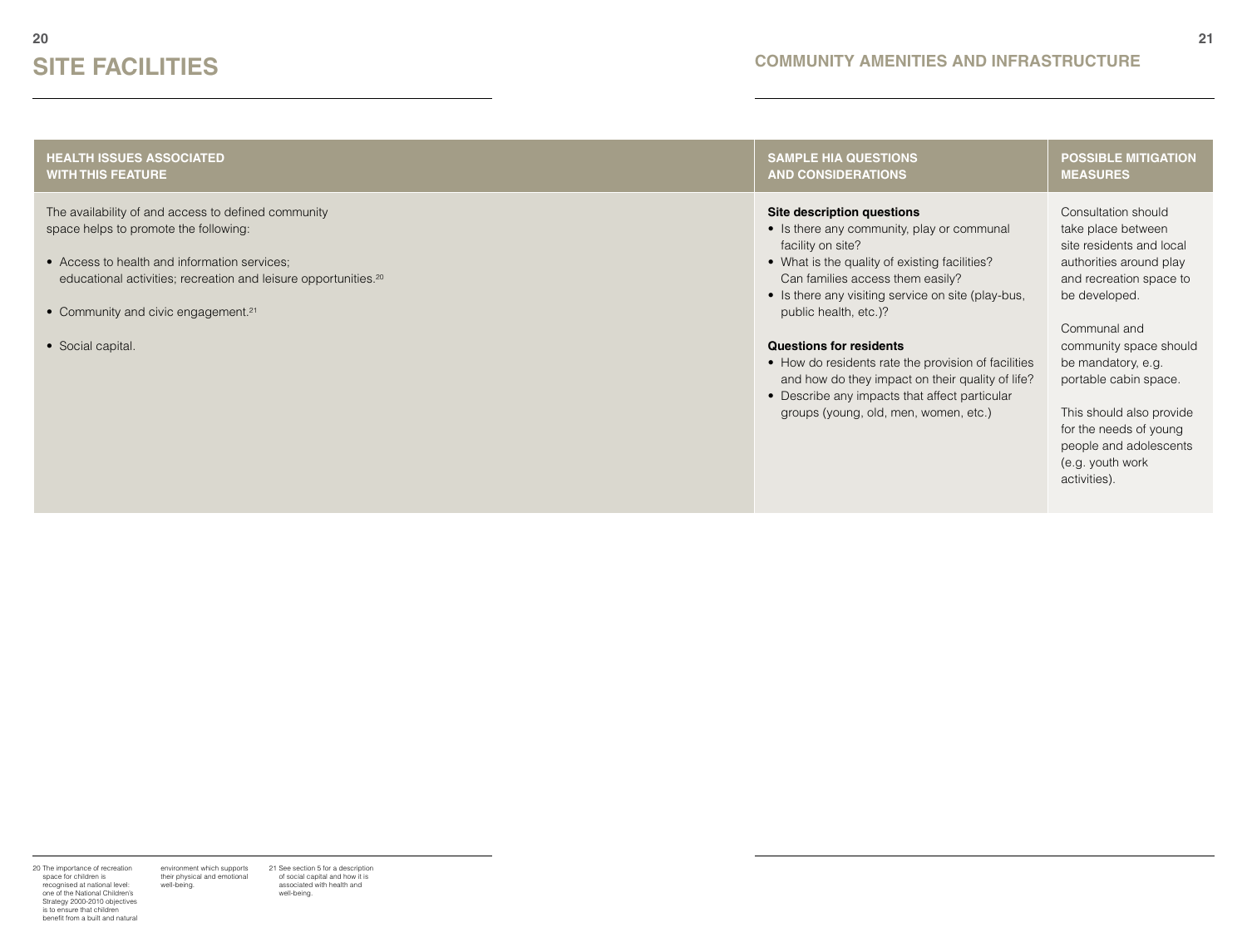# SITE FACILITIES

## COMMUNITY AMENITIES AND INFRASTRUCTURE

| HEALTH ISSUES ASSOCIATED WITH THIS FEATURE | SAMPLE HIA QUESTIONS AND CONSIDERATIONS | POSSIBLE MITIGATION MEASURES |
|---|---|---|
| The availability of and access to defined community space helps to promote the following:<br><br>• Access to health and information services; educational activities; recreation and leisure opportunities.[20]<br><br>• Community and civic engagement.[21]<br><br>• Social capital. | **Site description questions**<br>• Is there any community, play or communal facility on site?<br>• What is the quality of existing facilities? Can families access them easily?<br>• Is there any visiting service on site (play-bus, public health, etc.)?<br><br>**Questions for residents**<br>• How do residents rate the provision of facilities and how do they impact on their quality of life?<br>• Describe any impacts that affect particular groups (young, old, men, women, etc.) | Consultation should take place between site residents and local authorities around play and recreation space to be developed.<br><br>Communal and community space should be mandatory, e.g. portable cabin space.<br><br>This should also provide for the needs of young people and adolescents (e.g. youth work activities). |

20 The importance of recreation space for children is recognised at national level: one of the National Children's Strategy 2000-2010 objectives is to ensure that children benefit from a built and natural environment which supports their physical and emotional well-being.

21 See section 5 for a description of social capital and how it is associated with health and well-being.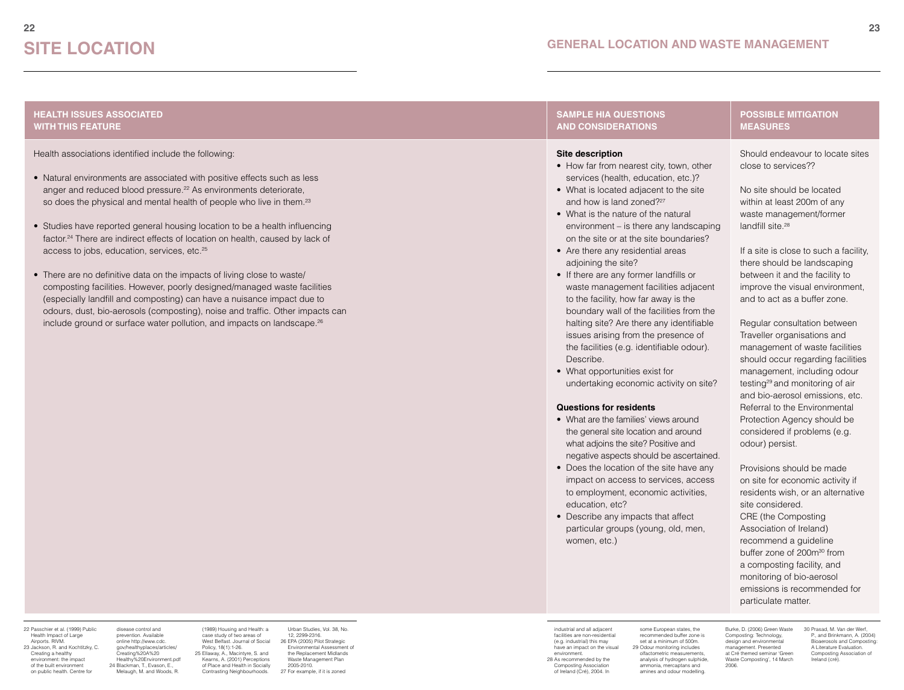# SITE LOCATION

## GENERAL LOCATION AND WASTE MANAGEMENT

### HEALTH ISSUES ASSOCIATED WITH THIS FEATURE

Health associations identified include the following:

- Natural environments are associated with positive effects such as less anger and reduced blood pressure.[22] As environments deteriorate, so does the physical and mental health of people who live in them.[23]
- Studies have reported general housing location to be a health influencing factor.[24] There are indirect effects of location on health, caused by lack of access to jobs, education, services, etc.[25]
- There are no definitive data on the impacts of living close to waste/composting facilities. However, poorly designed/managed waste facilities (especially landfill and composting) can have a nuisance impact due to odours, dust, bio-aerosols (composting), noise and traffic. Other impacts can include ground or surface water pollution, and impacts on landscape.[26]

### SAMPLE HIA QUESTIONS AND CONSIDERATIONS

**Site description**

- How far from nearest city, town, other services (health, education, etc.)?
- What is located adjacent to the site and how is land zoned?[27]
- What is the nature of the natural environment – is there any landscaping on the site or at the site boundaries?
- Are there any residential areas adjoining the site?
- If there are any former landfills or waste management facilities adjacent to the facility, how far away is the boundary wall of the facilities from the halting site? Are there any identifiable issues arising from the presence of the facilities (e.g. identifiable odour). Describe.
- What opportunities exist for undertaking economic activity on site?

**Questions for residents**

- What are the families' views around the general site location and around what adjoins the site? Positive and negative aspects should be ascertained.
- Does the location of the site have any impact on access to services, access to employment, economic activities, education, etc?
- Describe any impacts that affect particular groups (young, old, men, women, etc.)

### POSSIBLE MITIGATION MEASURES

Should endeavour to locate sites close to services??

No site should be located within at least 200m of any waste management/former landfill site.[28]

If a site is close to such a facility, there should be landscaping between it and the facility to improve the visual environment, and to act as a buffer zone.

Regular consultation between Traveller organisations and management of waste facilities should occur regarding facilities management, including odour testing[29] and monitoring of air and bio-aerosol emissions, etc. Referral to the Environmental Protection Agency should be considered if problems (e.g. odour) persist.

Provisions should be made on site for economic activity if residents wish, or an alternative site considered.
CRE (the Composting Association of Ireland) recommend a guideline buffer zone of 200m[30] from a composting facility, and monitoring of bio-aerosol emissions is recommended for particulate matter.

---

22 Passchier et al. (1999) Public Health Impact of Large Airports. RIVM.
23 Jackson, R. and Kochtitzky, C. Creating a healthy environment: the impact of the built environment on public health. Centre for disease control and prevention. Available online http://www.cdc.gov/healthyplaces/articles/Creating%20A%20Healthy%20Environment.pdf
24 Blackman, T., Evason, E., Melaugh, M. and Woods, R. (1989) Housing and Health: a case study of two areas of West Belfast. Journal of Social Policy, 18(1):1-26.
25 Ellaway, A., Macintyre, S. and Kearns, A. (2001) Perceptions of Place and Health in Socially Contrasting Neighbourhoods. Urban Studies, Vol. 38, No. 12, 2299-2316.
26 EPA (2005) Pilot Strategic Environmental Assessment of the Replacement Midlands Waste Management Plan 2005-2010.
27 For example, if it is zoned industrial and all adjacent facilities are non-residential (e.g. industrial) this may have an impact on the visual environment.
28 As recommended by the Composting Association of Ireland (Cré), 2004. In some European states, the recommended buffer zone is set at a minimum of 500m.
29 Odour monitoring includes olfactometric measurements, analysis of hydrogen sulphide, ammonia, mercaptans and amines and odour modelling. Burke, D. (2006) Green Waste Composting: Technology, design and environmental management. Presented at Cré themed seminar 'Green Waste Composting', 14 March 2006.
30 Prasad, M. Van der Werf, P., and Brinkmann, A. (2004) Bioaerosols and Composting: A Literature Evaluation. Composting Association of Ireland (cré).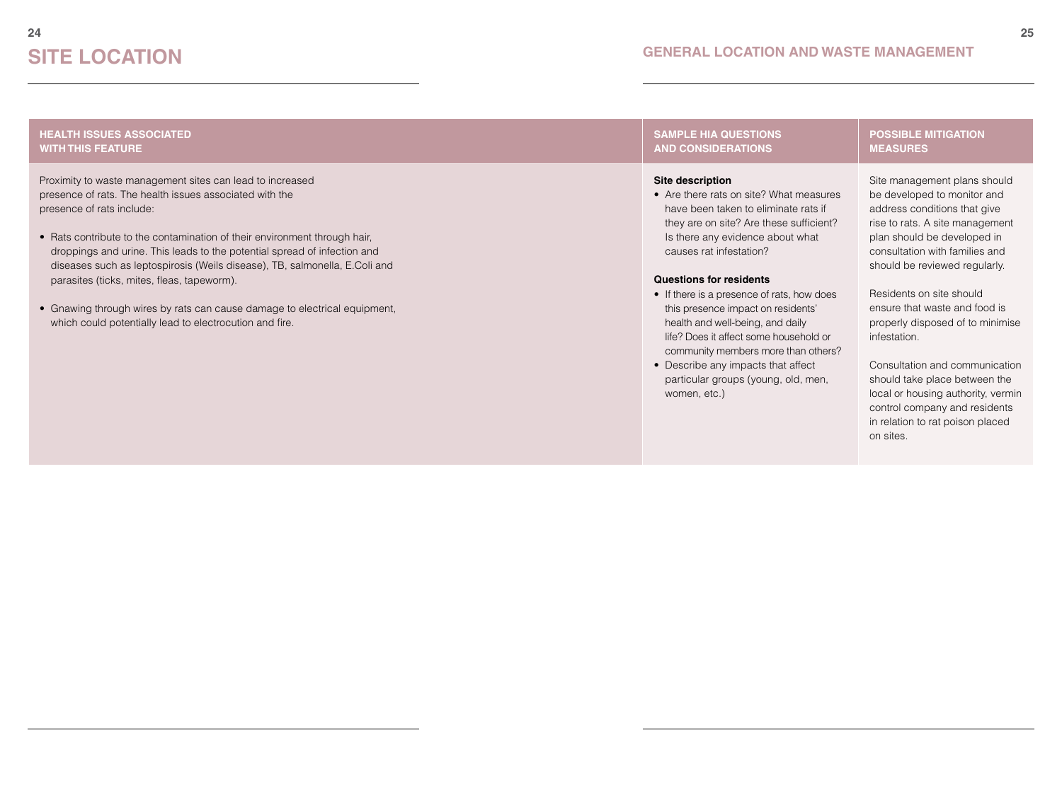# SITE LOCATION

## GENERAL LOCATION AND WASTE MANAGEMENT

| HEALTH ISSUES ASSOCIATED WITH THIS FEATURE | SAMPLE HIA QUESTIONS AND CONSIDERATIONS | POSSIBLE MITIGATION MEASURES |
|---|---|---|
| Proximity to waste management sites can lead to increased presence of rats. The health issues associated with the presence of rats include:<br><br>• Rats contribute to the contamination of their environment through hair, droppings and urine. This leads to the potential spread of infection and diseases such as leptospirosis (Weils disease), TB, salmonella, E.Coli and parasites (ticks, mites, fleas, tapeworm).<br><br>• Gnawing through wires by rats can cause damage to electrical equipment, which could potentially lead to electrocution and fire. | **Site description**<br>• Are there rats on site? What measures have been taken to eliminate rats if they are on site? Are these sufficient? Is there any evidence about what causes rat infestation?<br><br>**Questions for residents**<br>• If there is a presence of rats, how does this presence impact on residents' health and well-being, and daily life? Does it affect some household or community members more than others?<br>• Describe any impacts that affect particular groups (young, old, men, women, etc.) | Site management plans should be developed to monitor and address conditions that give rise to rats. A site management plan should be developed in consultation with families and should be reviewed regularly.<br><br>Residents on site should ensure that waste and food is properly disposed of to minimise infestation.<br><br>Consultation and communication should take place between the local or housing authority, vermin control company and residents in relation to rat poison placed on sites. |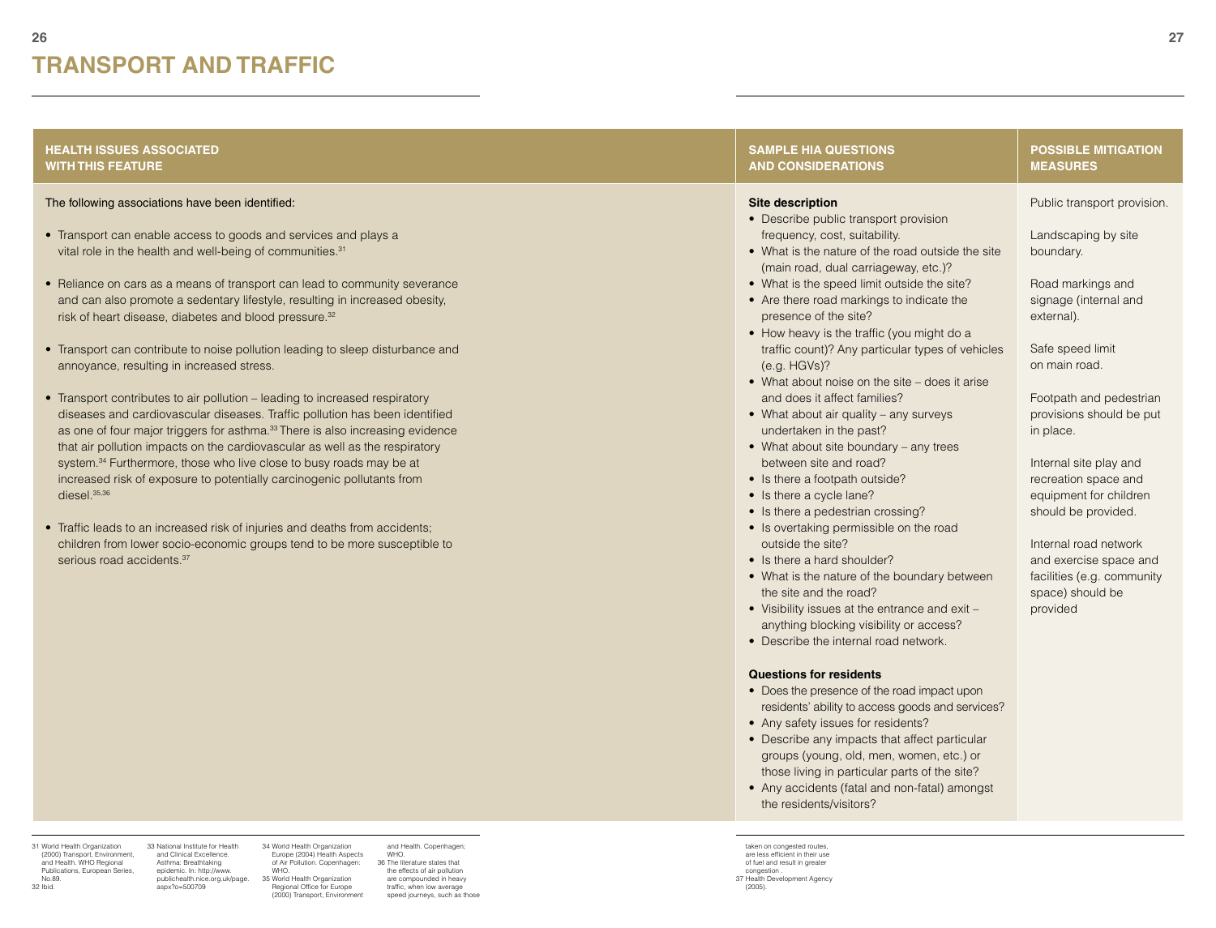# TRANSPORT AND TRAFFIC

## HEALTH ISSUES ASSOCIATED WITH THIS FEATURE

The following associations have been identified:

- Transport can enable access to goods and services and plays a vital role in the health and well-being of communities.[31]
- Reliance on cars as a means of transport can lead to community severance and can also promote a sedentary lifestyle, resulting in increased obesity, risk of heart disease, diabetes and blood pressure.[32]
- Transport can contribute to noise pollution leading to sleep disturbance and annoyance, resulting in increased stress.
- Transport contributes to air pollution – leading to increased respiratory diseases and cardiovascular diseases. Traffic pollution has been identified as one of four major triggers for asthma.[33] There is also increasing evidence that air pollution impacts on the cardiovascular as well as the respiratory system.[34] Furthermore, those who live close to busy roads may be at increased risk of exposure to potentially carcinogenic pollutants from diesel.[35,36]
- Traffic leads to an increased risk of injuries and deaths from accidents; children from lower socio-economic groups tend to be more susceptible to serious road accidents.[37]

## SAMPLE HIA QUESTIONS AND CONSIDERATIONS

**Site description**

- Describe public transport provision frequency, cost, suitability.
- What is the nature of the road outside the site (main road, dual carriageway, etc.)?
- What is the speed limit outside the site?
- Are there road markings to indicate the presence of the site?
- How heavy is the traffic (you might do a traffic count)? Any particular types of vehicles (e.g. HGVs)?
- What about noise on the site – does it arise and does it affect families?
- What about air quality – any surveys undertaken in the past?
- What about site boundary – any trees between site and road?
- Is there a footpath outside?
- Is there a cycle lane?
- Is there a pedestrian crossing?
- Is overtaking permissible on the road outside the site?
- Is there a hard shoulder?
- What is the nature of the boundary between the site and the road?
- Visibility issues at the entrance and exit – anything blocking visibility or access?
- Describe the internal road network.

**Questions for residents**

- Does the presence of the road impact upon residents' ability to access goods and services?
- Any safety issues for residents?
- Describe any impacts that affect particular groups (young, old, men, women, etc.) or those living in particular parts of the site?
- Any accidents (fatal and non-fatal) amongst the residents/visitors?

## POSSIBLE MITIGATION MEASURES

Public transport provision.

Landscaping by site boundary.

Road markings and signage (internal and external).

Safe speed limit on main road.

Footpath and pedestrian provisions should be put in place.

Internal site play and recreation space and equipment for children should be provided.

Internal road network and exercise space and facilities (e.g. community space) should be provided

---

31 World Health Organization (2000) Transport, Environment, and Health. WHO Regional Publications, European Series, No.89.

32 Ibid.

33 National Institute for Health and Clinical Excellence. Asthma: Breathtaking epidemic. In: http://www.publichealth.nice.org.uk/page.aspx?o=500709

34 World Health Organization Europe (2004) Health Aspects of Air Pollution. Copenhagen: WHO.

35 World Health Organization Regional Office for Europe (2000) Transport, Environment and Health. Copenhagen; WHO.

36 The literature states that the effects of air pollution are compounded in heavy traffic, when low average speed journeys, such as those taken on congested routes, are less efficient in their use of fuel and result in greater congestion .

37 Health Development Agency (2005).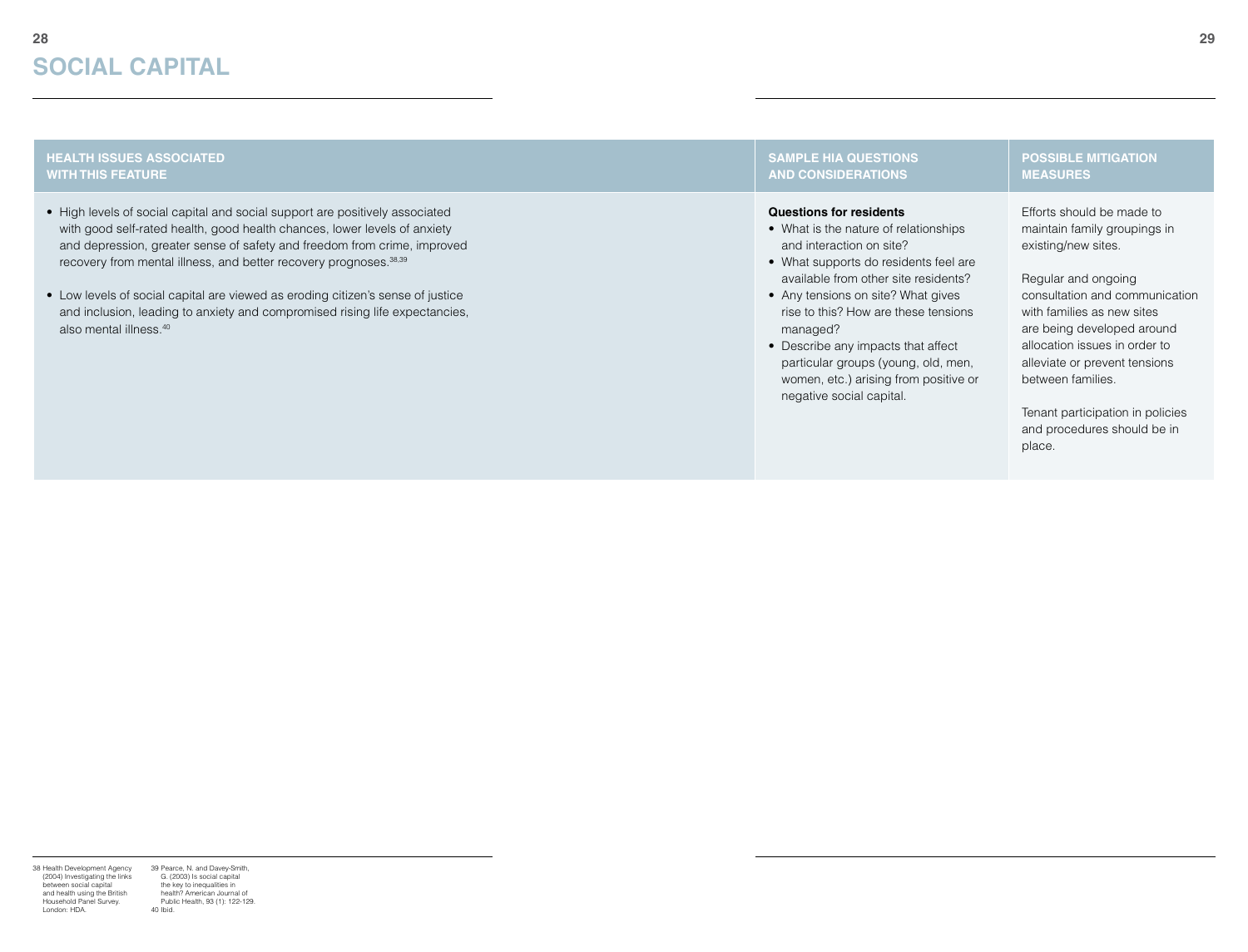# SOCIAL CAPITAL

| HEALTH ISSUES ASSOCIATED WITH THIS FEATURE | SAMPLE HIA QUESTIONS AND CONSIDERATIONS | POSSIBLE MITIGATION MEASURES |
| --- | --- | --- |
| • High levels of social capital and social support are positively associated with good self-rated health, good health chances, lower levels of anxiety and depression, greater sense of safety and freedom from crime, improved recovery from mental illness, and better recovery prognoses.[38,39]<br><br>• Low levels of social capital are viewed as eroding citizen's sense of justice and inclusion, leading to anxiety and compromised rising life expectancies, also mental illness.[40] | **Questions for residents**<br>• What is the nature of relationships and interaction on site?<br>• What supports do residents feel are available from other site residents?<br>• Any tensions on site? What gives rise to this? How are these tensions managed?<br>• Describe any impacts that affect particular groups (young, old, men, women, etc.) arising from positive or negative social capital. | Efforts should be made to maintain family groupings in existing/new sites.<br><br>Regular and ongoing consultation and communication with families as new sites are being developed around allocation issues in order to alleviate or prevent tensions between families.<br><br>Tenant participation in policies and procedures should be in place. |

38 Health Development Agency (2004) Investigating the links between social capital and health using the British Household Panel Survey. London: HDA.

39 Pearce, N. and Davey-Smith, G. (2003) Is social capital the key to inequalities in health? American Journal of Public Health, 93 (1): 122-129.

40 Ibid.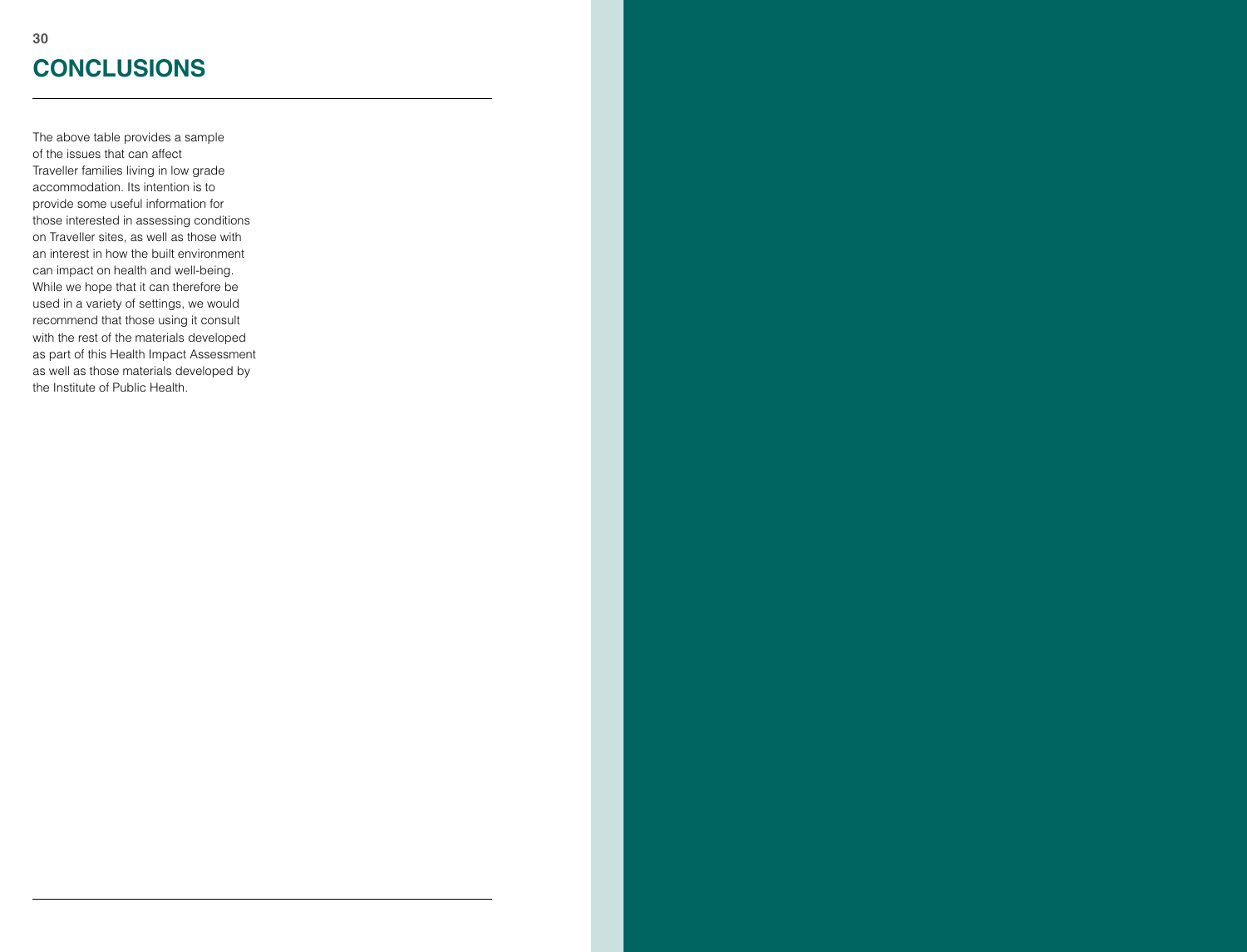# CONCLUSIONS

The above table provides a sample of the issues that can affect Traveller families living in low grade accommodation. Its intention is to provide some useful information for those interested in assessing conditions on Traveller sites, as well as those with an interest in how the built environment can impact on health and well-being. While we hope that it can therefore be used in a variety of settings, we would recommend that those using it consult with the rest of the materials developed as part of this Health Impact Assessment as well as those materials developed by the Institute of Public Health.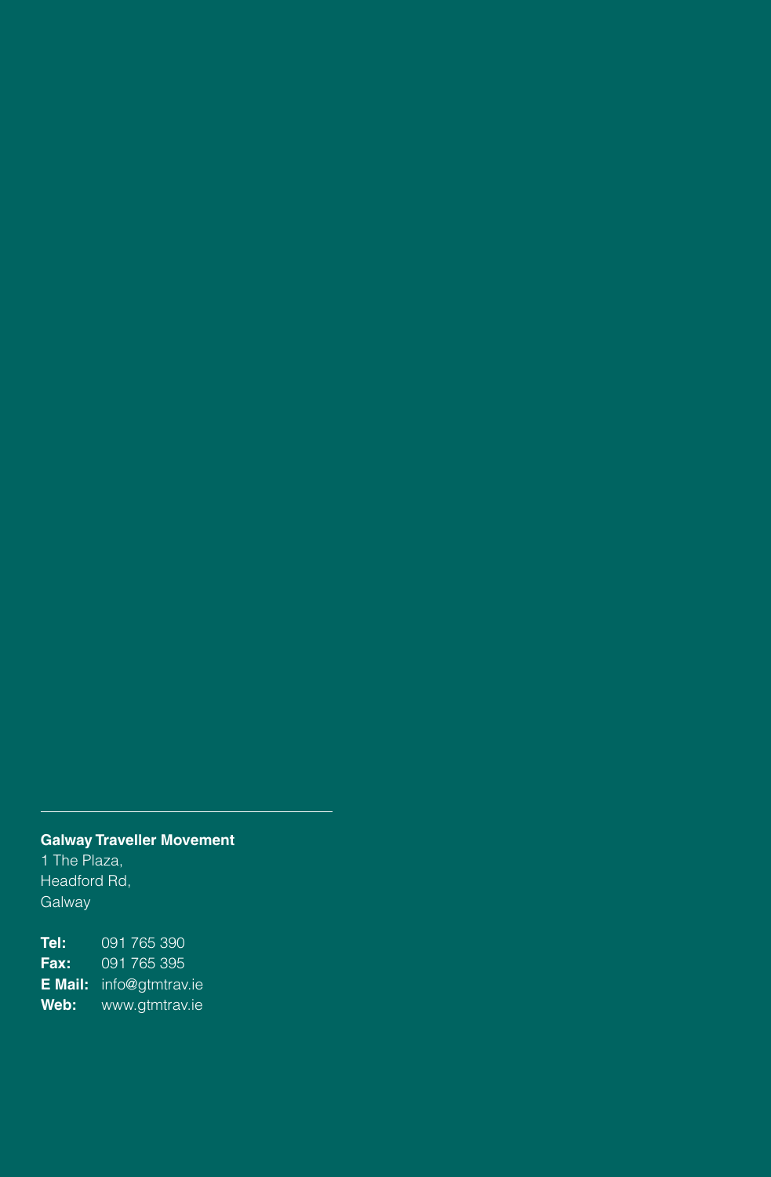---

**Galway Traveller Movement**
1 The Plaza,
Headford Rd,
Galway

**Tel:** 091 765 390
**Fax:** 091 765 395
**E Mail:** info@gtmtrav.ie
**Web:** www.gtmtrav.ie